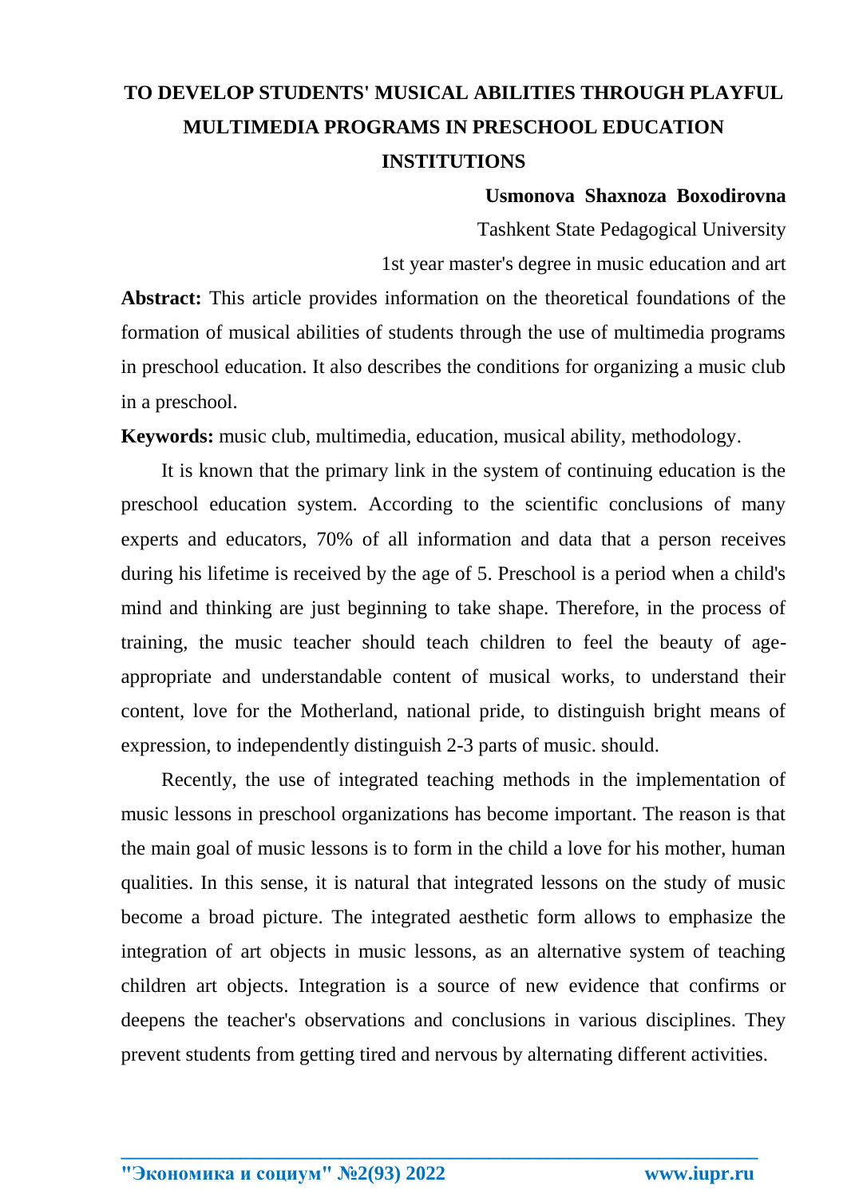# TO DEVELOP STUDENTS' MUSICAL ABILITIES THROUGH PLAYFUL MULTIMEDIA PROGRAMS IN PRESCHOOL EDUCATION INSTITUTIONS

**Usmonova Shaxnoza Boxodirovna**

Tashkent State Pedagogical University

1st year master's degree in music education and art

**Abstract:** This article provides information on the theoretical foundations of the formation of musical abilities of students through the use of multimedia programs in preschool education. It also describes the conditions for organizing a music club in a preschool.

**Keywords:** music club, multimedia, education, musical ability, methodology.

It is known that the primary link in the system of continuing education is the preschool education system. According to the scientific conclusions of many experts and educators, 70% of all information and data that a person receives during his lifetime is received by the age of 5. Preschool is a period when a child's mind and thinking are just beginning to take shape. Therefore, in the process of training, the music teacher should teach children to feel the beauty of age-appropriate and understandable content of musical works, to understand their content, love for the Motherland, national pride, to distinguish bright means of expression, to independently distinguish 2-3 parts of music. should.

Recently, the use of integrated teaching methods in the implementation of music lessons in preschool organizations has become important. The reason is that the main goal of music lessons is to form in the child a love for his mother, human qualities. In this sense, it is natural that integrated lessons on the study of music become a broad picture. The integrated aesthetic form allows to emphasize the integration of art objects in music lessons, as an alternative system of teaching children art objects. Integration is a source of new evidence that confirms or deepens the teacher's observations and conclusions in various disciplines. They prevent students from getting tired and nervous by alternating different activities.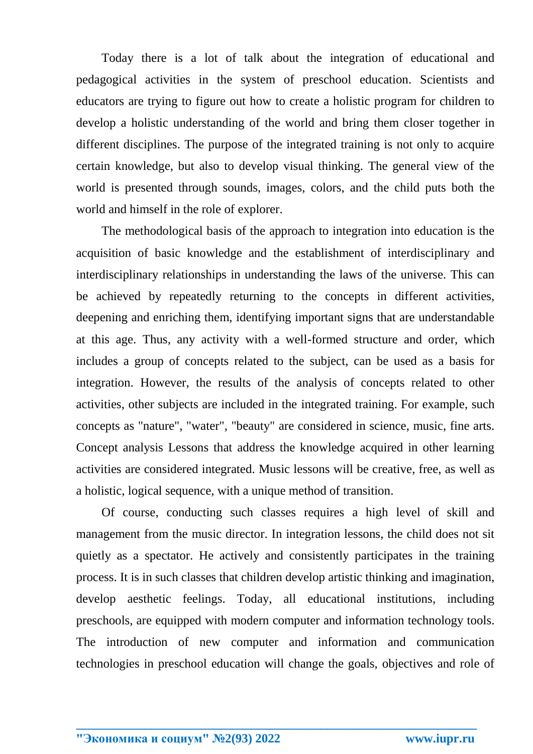Today there is a lot of talk about the integration of educational and pedagogical activities in the system of preschool education. Scientists and educators are trying to figure out how to create a holistic program for children to develop a holistic understanding of the world and bring them closer together in different disciplines. The purpose of the integrated training is not only to acquire certain knowledge, but also to develop visual thinking. The general view of the world is presented through sounds, images, colors, and the child puts both the world and himself in the role of explorer.

The methodological basis of the approach to integration into education is the acquisition of basic knowledge and the establishment of interdisciplinary and interdisciplinary relationships in understanding the laws of the universe. This can be achieved by repeatedly returning to the concepts in different activities, deepening and enriching them, identifying important signs that are understandable at this age. Thus, any activity with a well-formed structure and order, which includes a group of concepts related to the subject, can be used as a basis for integration. However, the results of the analysis of concepts related to other activities, other subjects are included in the integrated training. For example, such concepts as "nature", "water", "beauty" are considered in science, music, fine arts. Concept analysis Lessons that address the knowledge acquired in other learning activities are considered integrated. Music lessons will be creative, free, as well as a holistic, logical sequence, with a unique method of transition.

Of course, conducting such classes requires a high level of skill and management from the music director. In integration lessons, the child does not sit quietly as a spectator. He actively and consistently participates in the training process. It is in such classes that children develop artistic thinking and imagination, develop aesthetic feelings. Today, all educational institutions, including preschools, are equipped with modern computer and information technology tools. The introduction of new computer and information and communication technologies in preschool education will change the goals, objectives and role of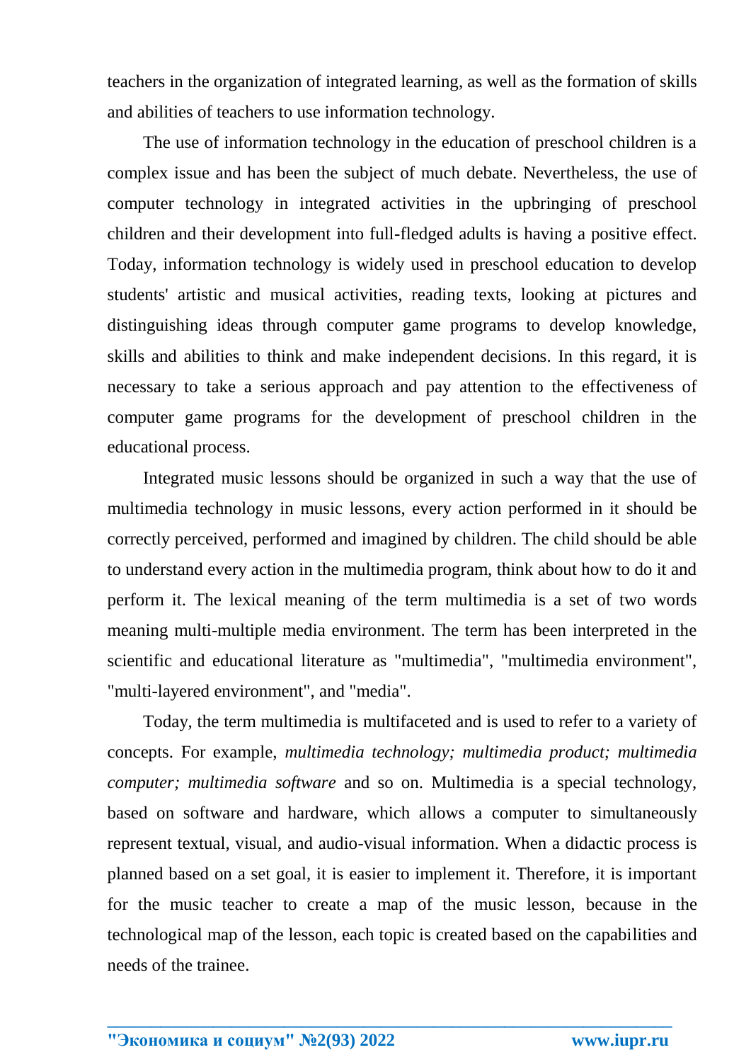teachers in the organization of integrated learning, as well as the formation of skills and abilities of teachers to use information technology.

The use of information technology in the education of preschool children is a complex issue and has been the subject of much debate. Nevertheless, the use of computer technology in integrated activities in the upbringing of preschool children and their development into full-fledged adults is having a positive effect. Today, information technology is widely used in preschool education to develop students' artistic and musical activities, reading texts, looking at pictures and distinguishing ideas through computer game programs to develop knowledge, skills and abilities to think and make independent decisions. In this regard, it is necessary to take a serious approach and pay attention to the effectiveness of computer game programs for the development of preschool children in the educational process.

Integrated music lessons should be organized in such a way that the use of multimedia technology in music lessons, every action performed in it should be correctly perceived, performed and imagined by children. The child should be able to understand every action in the multimedia program, think about how to do it and perform it. The lexical meaning of the term multimedia is a set of two words meaning multi-multiple media environment. The term has been interpreted in the scientific and educational literature as "multimedia", "multimedia environment", "multi-layered environment", and "media".

Today, the term multimedia is multifaceted and is used to refer to a variety of concepts. For example, *multimedia technology; multimedia product; multimedia computer; multimedia software* and so on. Multimedia is a special technology, based on software and hardware, which allows a computer to simultaneously represent textual, visual, and audio-visual information. When a didactic process is planned based on a set goal, it is easier to implement it. Therefore, it is important for the music teacher to create a map of the music lesson, because in the technological map of the lesson, each topic is created based on the capabilities and needs of the trainee.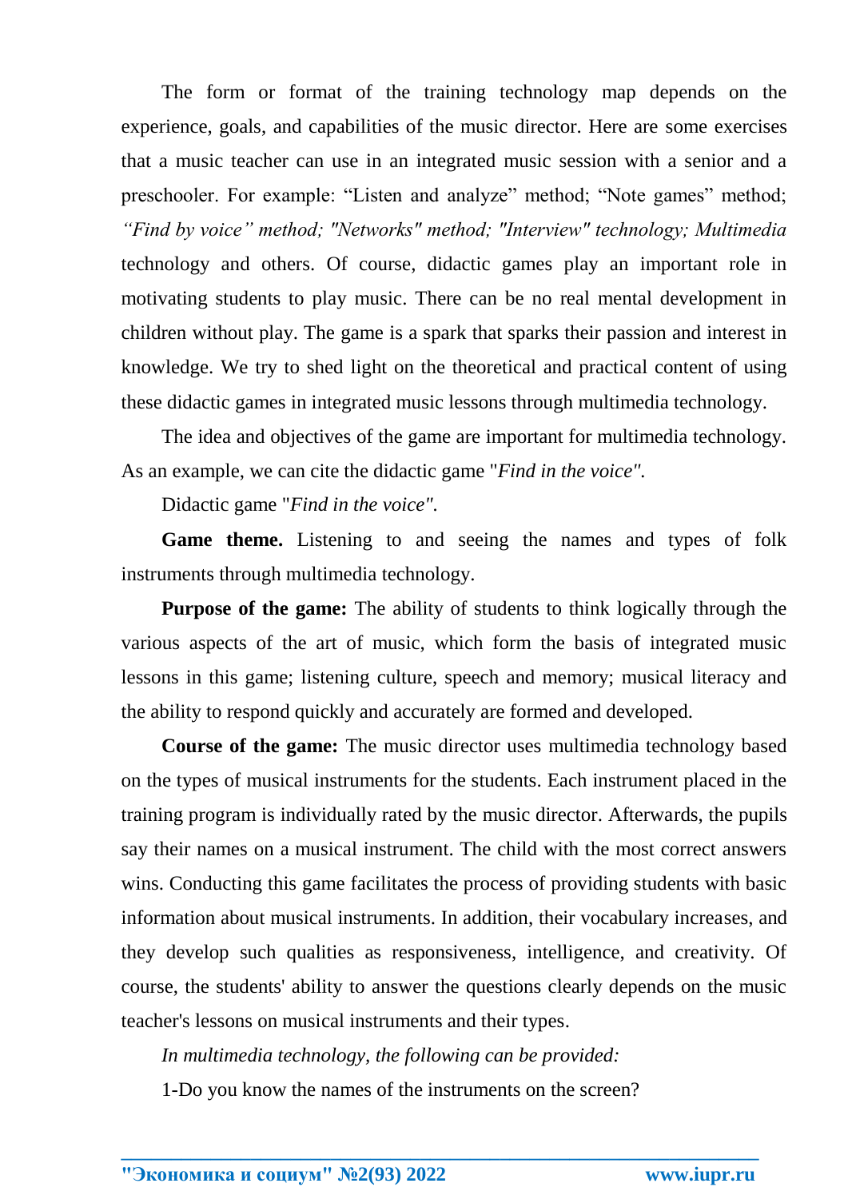The form or format of the training technology map depends on the experience, goals, and capabilities of the music director. Here are some exercises that a music teacher can use in an integrated music session with a senior and a preschooler. For example: “Listen and analyze” method; “Note games” method; *“Find by voice” method; "Networks" method; "Interview" technology; Multimedia* technology and others. Of course, didactic games play an important role in motivating students to play music. There can be no real mental development in children without play. The game is a spark that sparks their passion and interest in knowledge. We try to shed light on the theoretical and practical content of using these didactic games in integrated music lessons through multimedia technology.

The idea and objectives of the game are important for multimedia technology. As an example, we can cite the didactic game "*Find in the voice".*

Didactic game "*Find in the voice".*

**Game theme.** Listening to and seeing the names and types of folk instruments through multimedia technology.

**Purpose of the game:** The ability of students to think logically through the various aspects of the art of music, which form the basis of integrated music lessons in this game; listening culture, speech and memory; musical literacy and the ability to respond quickly and accurately are formed and developed.

**Course of the game:** The music director uses multimedia technology based on the types of musical instruments for the students. Each instrument placed in the training program is individually rated by the music director. Afterwards, the pupils say their names on a musical instrument. The child with the most correct answers wins. Conducting this game facilitates the process of providing students with basic information about musical instruments. In addition, their vocabulary increases, and they develop such qualities as responsiveness, intelligence, and creativity. Of course, the students' ability to answer the questions clearly depends on the music teacher's lessons on musical instruments and their types.

*In multimedia technology, the following can be provided:*

1-Do you know the names of the instruments on the screen?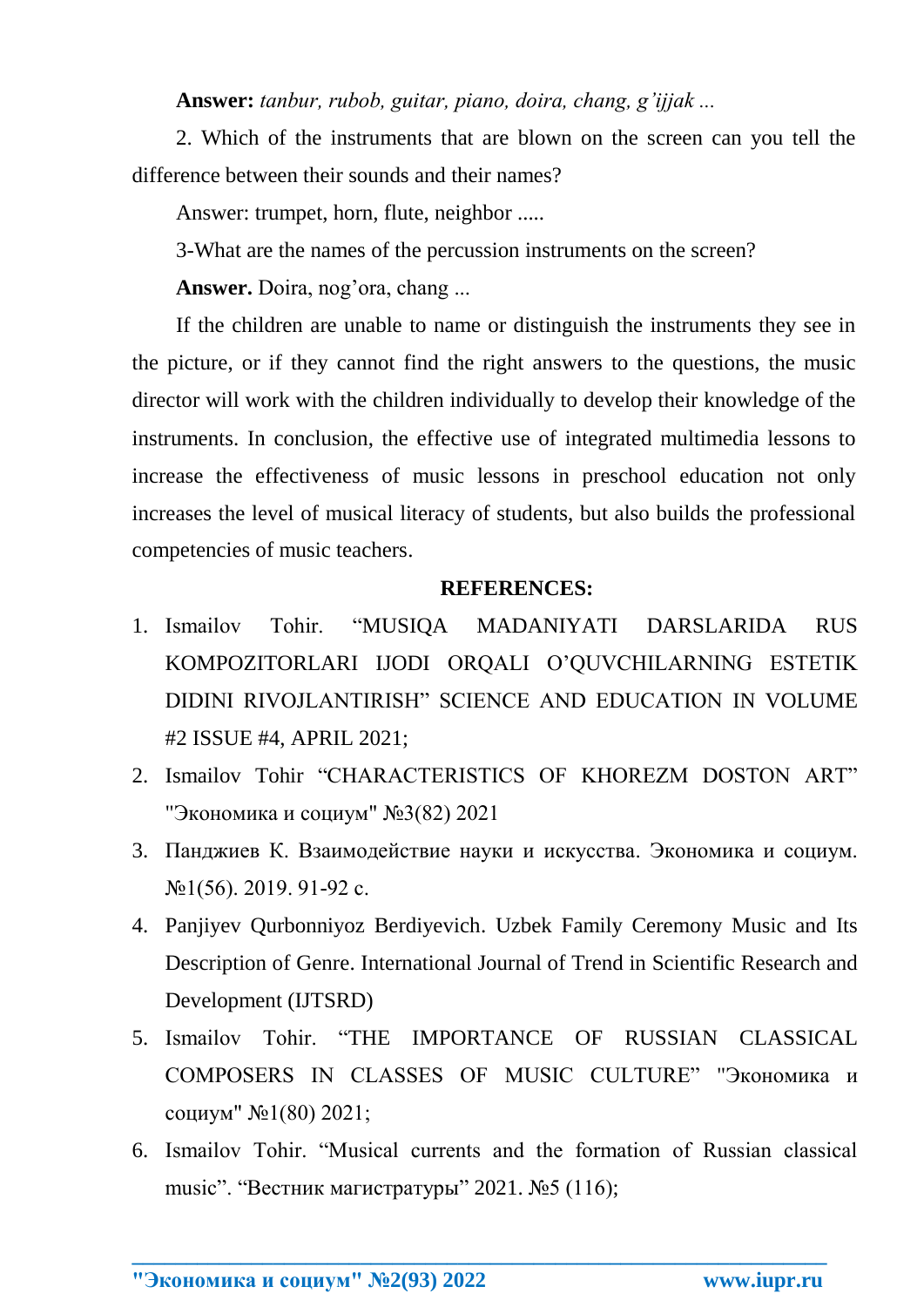**Answer:** *tanbur, rubob, guitar, piano, doira, chang, g'ijjak ...*

2. Which of the instruments that are blown on the screen can you tell the difference between their sounds and their names?

Answer: trumpet, horn, flute, neighbor .....

3-What are the names of the percussion instruments on the screen?

**Answer.** Doira, nog'ora, chang ...

If the children are unable to name or distinguish the instruments they see in the picture, or if they cannot find the right answers to the questions, the music director will work with the children individually to develop their knowledge of the instruments. In conclusion, the effective use of integrated multimedia lessons to increase the effectiveness of music lessons in preschool education not only increases the level of musical literacy of students, but also builds the professional competencies of music teachers.

## REFERENCES:

1. Ismailov Tohir. "MUSIQA MADANIYATI DARSLARIDA RUS KOMPOZITORLARI IJODI ORQALI O'QUVCHILARNING ESTETIK DIDINI RIVOJLANTIRISH" SCIENCE AND EDUCATION IN VOLUME #2 ISSUE #4, APRIL 2021;
2. Ismailov Tohir "CHARACTERISTICS OF KHOREZM DOSTON ART" "Экономика и социум" №3(82) 2021
3. Панджиев К. Взаимодействие науки и искусства. Экономика и социум. №1(56). 2019. 91-92 с.
4. Panjiyev Qurbonniyoz Berdiyevich. Uzbek Family Ceremony Music and Its Description of Genre. International Journal of Trend in Scientific Research and Development (IJTSRD)
5. Ismailov Tohir. "THE IMPORTANCE OF RUSSIAN CLASSICAL COMPOSERS IN CLASSES OF MUSIC CULTURE" "Экономика и социум" №1(80) 2021;
6. Ismailov Tohir. "Musical currents and the formation of Russian classical music". "Вестник магистратуры" 2021. №5 (116);